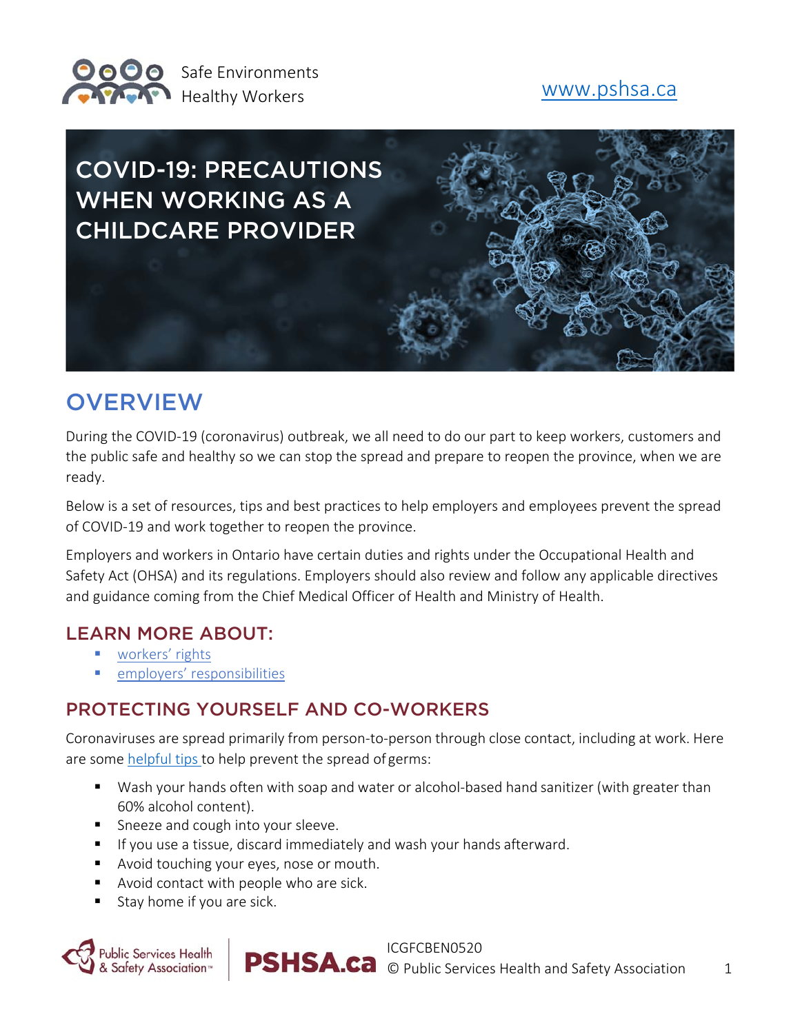# COVID-19: PRECAUTIONS WHEN WORKING AS A CHILDCARE PROVIDER

## OVERVIEW

During the COVID-19 (coronavirus) outbreak, we all need to do our part to keep workers, customers and the public safe and healthy so we can stop the spread and prepare to reopen the province, when we are ready.

Below is a set of resources, tips and best practices to help employers and employees prevent the spread of COVID-19 and work together to reopen the province.

Employers and workers in Ontario have certain duties and rights under the Occupational Health and Safety Act (OHSA) and its regulations. Employers should also review and follow any applicable directives and guidance coming from the Chief Medical Officer of Health and Ministry of Health.

### LEARN MORE ABOUT:

- workers' rights
- employers' responsibilities

### PROTECTING YOURSELF AND CO-WORKERS

Coronaviruses are spread primarily from person-to-person through close contact, including at work. Here are some helpful tips to help prevent the spread of germs:

- Wash your hands often with soap and water or alcohol-based hand sanitizer (with greater than 60% alcohol content).
- Sneeze and cough into your sleeve.
- If you use a tissue, discard immediately and wash your hands afterward.
- Avoid touching your eyes, nose or mouth.
- Avoid contact with people who are sick.
- Stay home if you are sick.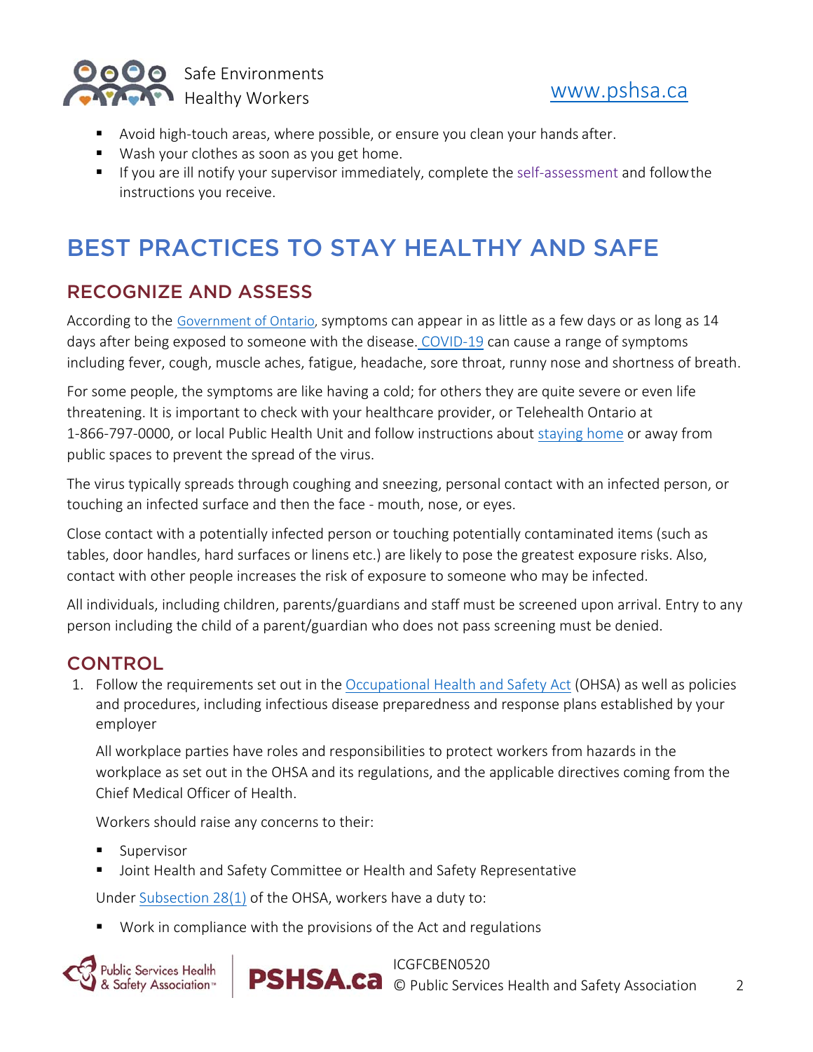- Avoid high-touch areas, where possible, or ensure you clean your hands after.
- Wash your clothes as soon as you get home.
- If you are ill notify your supervisor immediately, complete the self-assessment and follow the instructions you receive.

# BEST PRACTICES TO STAY HEALTHY AND SAFE

## RECOGNIZE AND ASSESS

According to the Government of Ontario, symptoms can appear in as little as a few days or as long as 14 days after being exposed to someone with the disease. COVID-19 can cause a range of symptoms including fever, cough, muscle aches, fatigue, headache, sore throat, runny nose and shortness of breath.

For some people, the symptoms are like having a cold; for others they are quite severe or even life threatening. It is important to check with your healthcare provider, or Telehealth Ontario at 1-866-797-0000, or local Public Health Unit and follow instructions about staying home or away from public spaces to prevent the spread of the virus.

The virus typically spreads through coughing and sneezing, personal contact with an infected person, or touching an infected surface and then the face - mouth, nose, or eyes.

Close contact with a potentially infected person or touching potentially contaminated items (such as tables, door handles, hard surfaces or linens etc.) are likely to pose the greatest exposure risks. Also, contact with other people increases the risk of exposure to someone who may be infected.

All individuals, including children, parents/guardians and staff must be screened upon arrival. Entry to any person including the child of a parent/guardian who does not pass screening must be denied.

## CONTROL

1. Follow the requirements set out in the Occupational Health and Safety Act (OHSA) as well as policies and procedures, including infectious disease preparedness and response plans established by your employer

   All workplace parties have roles and responsibilities to protect workers from hazards in the workplace as set out in the OHSA and its regulations, and the applicable directives coming from the Chief Medical Officer of Health.

   Workers should raise any concerns to their:

   - Supervisor
   - Joint Health and Safety Committee or Health and Safety Representative

   Under Subsection 28(1) of the OHSA, workers have a duty to:

   - Work in compliance with the provisions of the Act and regulations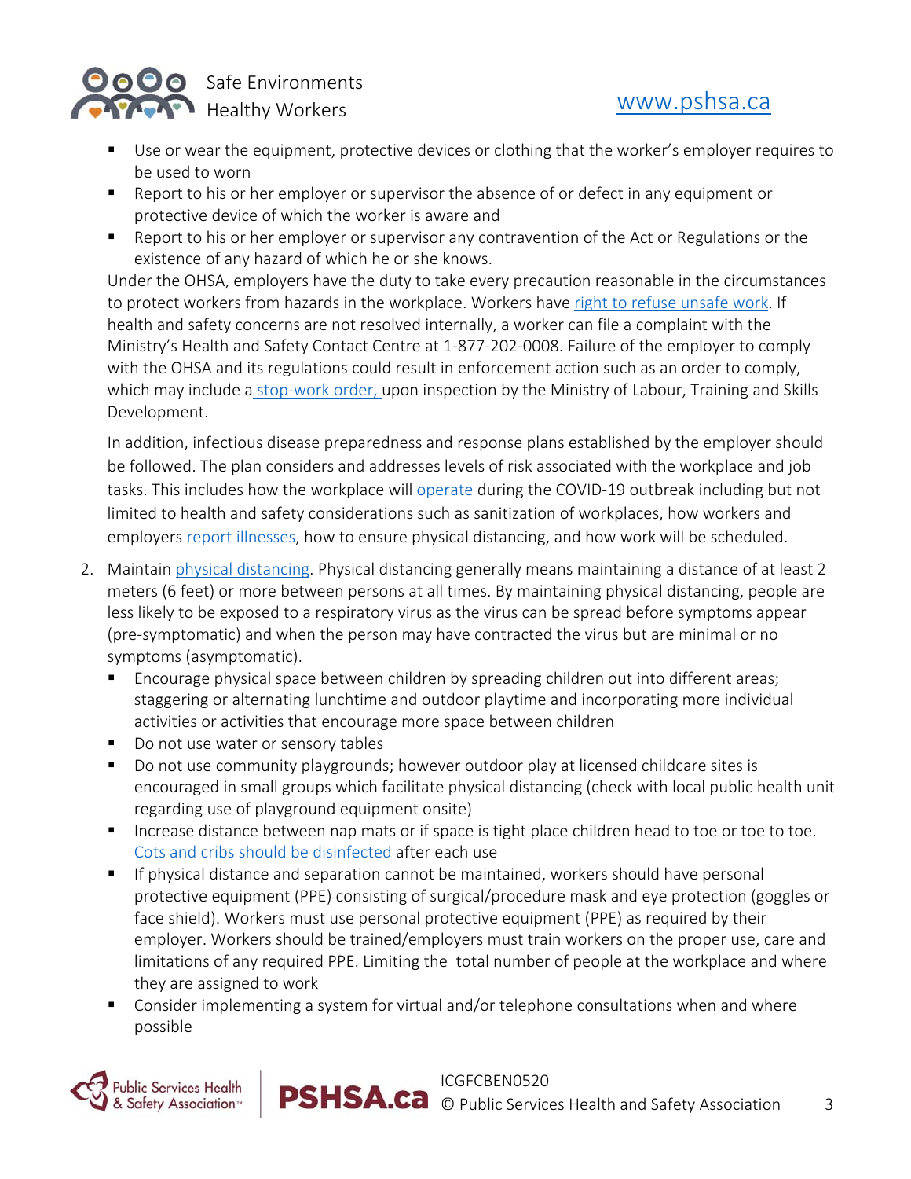- Use or wear the equipment, protective devices or clothing that the worker's employer requires to be used to worn
- Report to his or her employer or supervisor the absence of or defect in any equipment or protective device of which the worker is aware and
- Report to his or her employer or supervisor any contravention of the Act or Regulations or the existence of any hazard of which he or she knows.

Under the OHSA, employers have the duty to take every precaution reasonable in the circumstances to protect workers from hazards in the workplace. Workers have right to refuse unsafe work. If health and safety concerns are not resolved internally, a worker can file a complaint with the Ministry's Health and Safety Contact Centre at 1-877-202-0008. Failure of the employer to comply with the OHSA and its regulations could result in enforcement action such as an order to comply, which may include a stop-work order, upon inspection by the Ministry of Labour, Training and Skills Development.

In addition, infectious disease preparedness and response plans established by the employer should be followed. The plan considers and addresses levels of risk associated with the workplace and job tasks. This includes how the workplace will operate during the COVID-19 outbreak including but not limited to health and safety considerations such as sanitization of workplaces, how workers and employers report illnesses, how to ensure physical distancing, and how work will be scheduled.

2. Maintain physical distancing. Physical distancing generally means maintaining a distance of at least 2 meters (6 feet) or more between persons at all times. By maintaining physical distancing, people are less likely to be exposed to a respiratory virus as the virus can be spread before symptoms appear (pre-symptomatic) and when the person may have contracted the virus but are minimal or no symptoms (asymptomatic).
   - Encourage physical space between children by spreading children out into different areas; staggering or alternating lunchtime and outdoor playtime and incorporating more individual activities or activities that encourage more space between children
   - Do not use water or sensory tables
   - Do not use community playgrounds; however outdoor play at licensed childcare sites is encouraged in small groups which facilitate physical distancing (check with local public health unit regarding use of playground equipment onsite)
   - Increase distance between nap mats or if space is tight place children head to toe or toe to toe. Cots and cribs should be disinfected after each use
   - If physical distance and separation cannot be maintained, workers should have personal protective equipment (PPE) consisting of surgical/procedure mask and eye protection (goggles or face shield). Workers must use personal protective equipment (PPE) as required by their employer. Workers should be trained/employers must train workers on the proper use, care and limitations of any required PPE. Limiting the total number of people at the workplace and where they are assigned to work
   - Consider implementing a system for virtual and/or telephone consultations when and where possible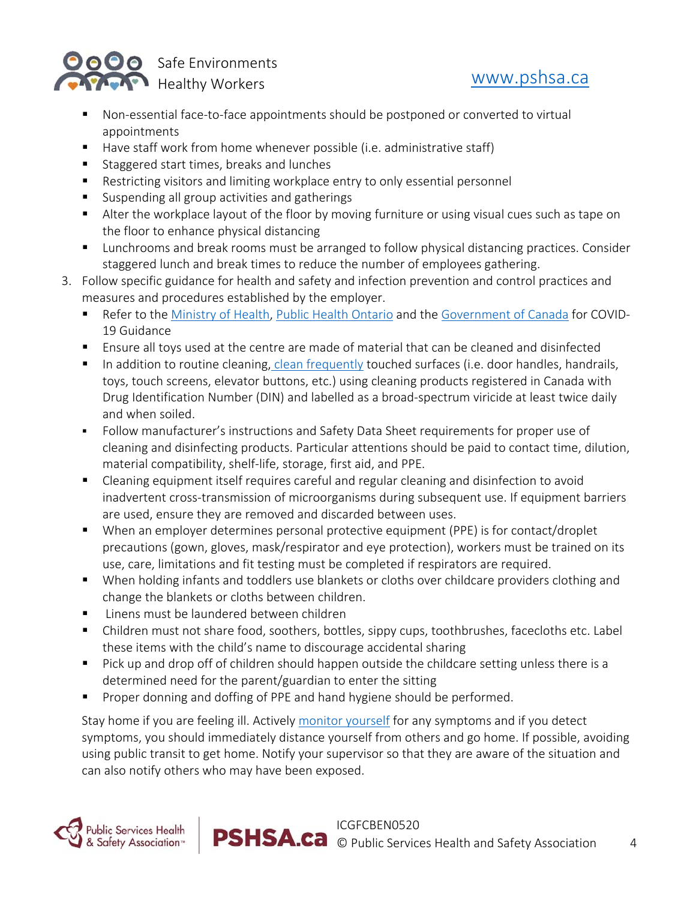- Non-essential face-to-face appointments should be postponed or converted to virtual appointments
- Have staff work from home whenever possible (i.e. administrative staff)
- Staggered start times, breaks and lunches
- Restricting visitors and limiting workplace entry to only essential personnel
- Suspending all group activities and gatherings
- Alter the workplace layout of the floor by moving furniture or using visual cues such as tape on the floor to enhance physical distancing
- Lunchrooms and break rooms must be arranged to follow physical distancing practices. Consider staggered lunch and break times to reduce the number of employees gathering.

3. Follow specific guidance for health and safety and infection prevention and control practices and measures and procedures established by the employer.
   - Refer to the Ministry of Health, Public Health Ontario and the Government of Canada for COVID-19 Guidance
   - Ensure all toys used at the centre are made of material that can be cleaned and disinfected
   - In addition to routine cleaning, clean frequently touched surfaces (i.e. door handles, handrails, toys, touch screens, elevator buttons, etc.) using cleaning products registered in Canada with Drug Identification Number (DIN) and labelled as a broad-spectrum viricide at least twice daily and when soiled.
   - Follow manufacturer's instructions and Safety Data Sheet requirements for proper use of cleaning and disinfecting products. Particular attentions should be paid to contact time, dilution, material compatibility, shelf-life, storage, first aid, and PPE.
   - Cleaning equipment itself requires careful and regular cleaning and disinfection to avoid inadvertent cross-transmission of microorganisms during subsequent use. If equipment barriers are used, ensure they are removed and discarded between uses.
   - When an employer determines personal protective equipment (PPE) is for contact/droplet precautions (gown, gloves, mask/respirator and eye protection), workers must be trained on its use, care, limitations and fit testing must be completed if respirators are required.
   - When holding infants and toddlers use blankets or cloths over childcare providers clothing and change the blankets or cloths between children.
   - Linens must be laundered between children
   - Children must not share food, soothers, bottles, sippy cups, toothbrushes, facecloths etc. Label these items with the child's name to discourage accidental sharing
   - Pick up and drop off of children should happen outside the childcare setting unless there is a determined need for the parent/guardian to enter the sitting
   - Proper donning and doffing of PPE and hand hygiene should be performed.

   Stay home if you are feeling ill. Actively monitor yourself for any symptoms and if you detect symptoms, you should immediately distance yourself from others and go home. If possible, avoiding using public transit to get home. Notify your supervisor so that they are aware of the situation and can also notify others who may have been exposed.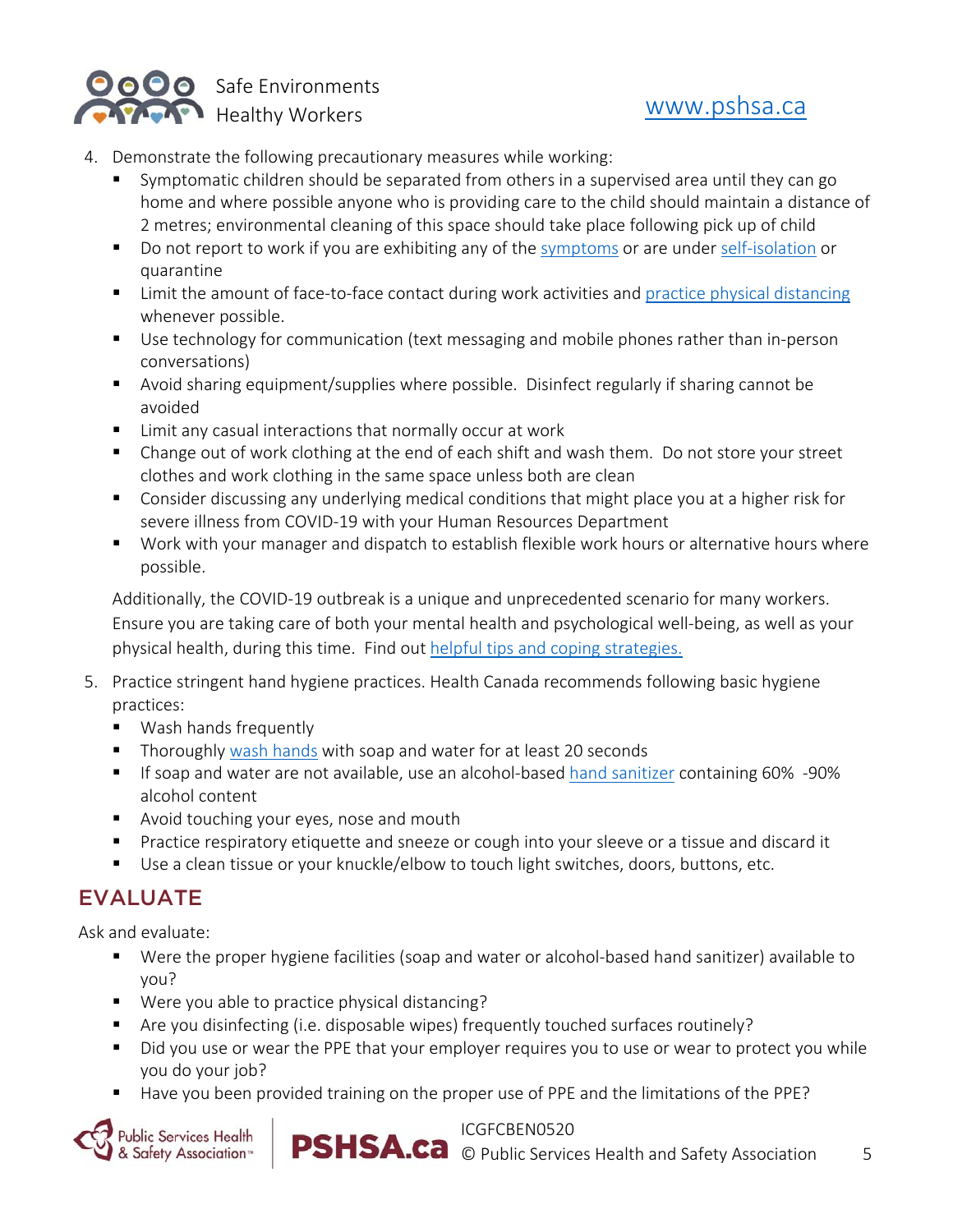4. Demonstrate the following precautionary measures while working:
   - Symptomatic children should be separated from others in a supervised area until they can go home and where possible anyone who is providing care to the child should maintain a distance of 2 metres; environmental cleaning of this space should take place following pick up of child
   - Do not report to work if you are exhibiting any of the symptoms or are under self-isolation or quarantine
   - Limit the amount of face-to-face contact during work activities and practice physical distancing whenever possible.
   - Use technology for communication (text messaging and mobile phones rather than in-person conversations)
   - Avoid sharing equipment/supplies where possible. Disinfect regularly if sharing cannot be avoided
   - Limit any casual interactions that normally occur at work
   - Change out of work clothing at the end of each shift and wash them. Do not store your street clothes and work clothing in the same space unless both are clean
   - Consider discussing any underlying medical conditions that might place you at a higher risk for severe illness from COVID-19 with your Human Resources Department
   - Work with your manager and dispatch to establish flexible work hours or alternative hours where possible.

   Additionally, the COVID-19 outbreak is a unique and unprecedented scenario for many workers. Ensure you are taking care of both your mental health and psychological well-being, as well as your physical health, during this time. Find out helpful tips and coping strategies.

5. Practice stringent hand hygiene practices. Health Canada recommends following basic hygiene practices:
   - Wash hands frequently
   - Thoroughly wash hands with soap and water for at least 20 seconds
   - If soap and water are not available, use an alcohol-based hand sanitizer containing 60% -90% alcohol content
   - Avoid touching your eyes, nose and mouth
   - Practice respiratory etiquette and sneeze or cough into your sleeve or a tissue and discard it
   - Use a clean tissue or your knuckle/elbow to touch light switches, doors, buttons, etc.

## EVALUATE

Ask and evaluate:

- Were the proper hygiene facilities (soap and water or alcohol-based hand sanitizer) available to you?
- Were you able to practice physical distancing?
- Are you disinfecting (i.e. disposable wipes) frequently touched surfaces routinely?
- Did you use or wear the PPE that your employer requires you to use or wear to protect you while you do your job?
- Have you been provided training on the proper use of PPE and the limitations of the PPE?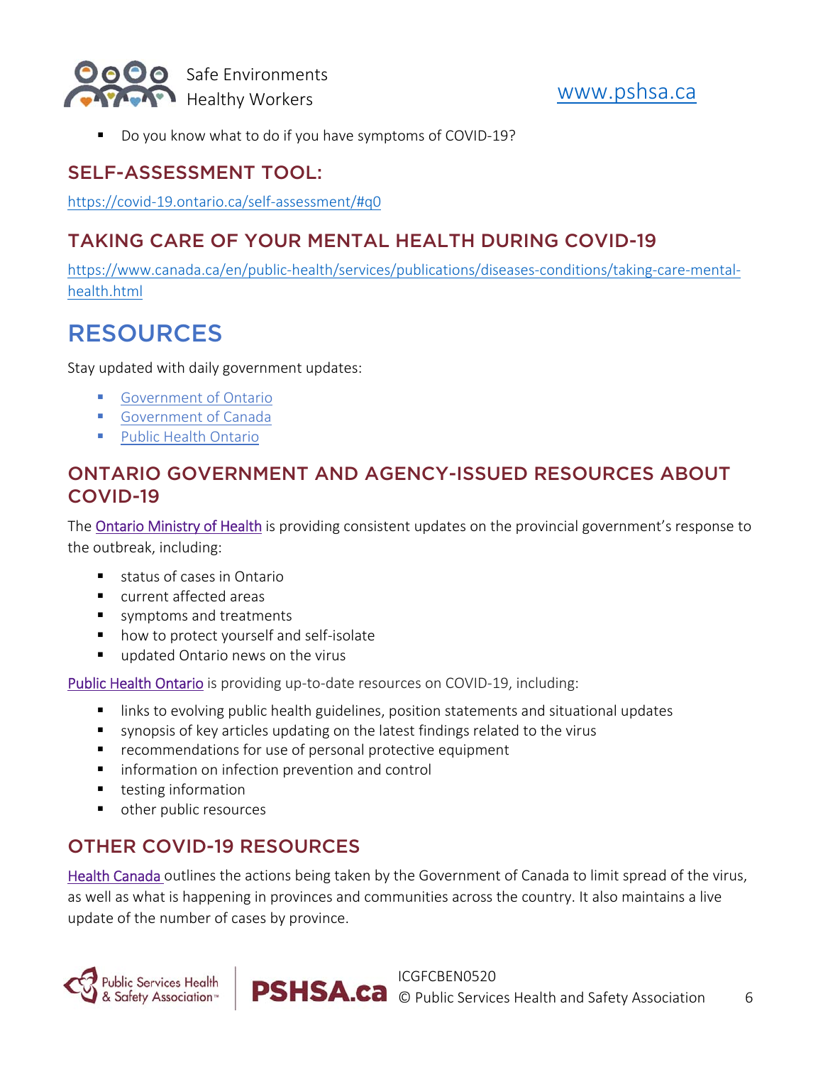- Do you know what to do if you have symptoms of COVID-19?

## SELF-ASSESSMENT TOOL:

https://covid-19.ontario.ca/self-assessment/#q0

## TAKING CARE OF YOUR MENTAL HEALTH DURING COVID-19

https://www.canada.ca/en/public-health/services/publications/diseases-conditions/taking-care-mental-health.html

# RESOURCES

Stay updated with daily government updates:

- Government of Ontario
- Government of Canada
- Public Health Ontario

## ONTARIO GOVERNMENT AND AGENCY-ISSUED RESOURCES ABOUT COVID-19

The Ontario Ministry of Health is providing consistent updates on the provincial government's response to the outbreak, including:

- status of cases in Ontario
- current affected areas
- symptoms and treatments
- how to protect yourself and self-isolate
- updated Ontario news on the virus

Public Health Ontario is providing up-to-date resources on COVID-19, including:

- links to evolving public health guidelines, position statements and situational updates
- synopsis of key articles updating on the latest findings related to the virus
- recommendations for use of personal protective equipment
- information on infection prevention and control
- testing information
- other public resources

## OTHER COVID-19 RESOURCES

Health Canada outlines the actions being taken by the Government of Canada to limit spread of the virus, as well as what is happening in provinces and communities across the country. It also maintains a live update of the number of cases by province.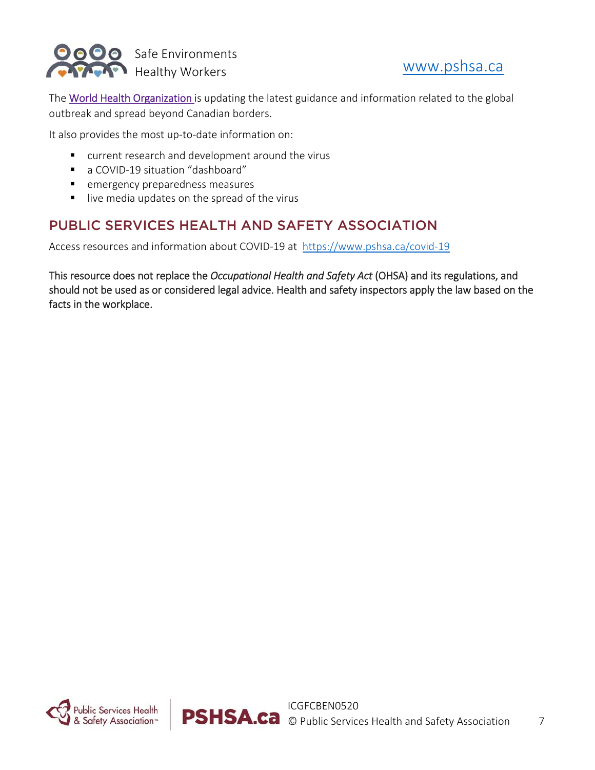The [World Health Organization](https://www.who.int) is updating the latest guidance and information related to the global outbreak and spread beyond Canadian borders.

It also provides the most up-to-date information on:

- current research and development around the virus
- a COVID-19 situation "dashboard"
- emergency preparedness measures
- live media updates on the spread of the virus

## PUBLIC SERVICES HEALTH AND SAFETY ASSOCIATION

Access resources and information about COVID-19 at https://www.pshsa.ca/covid-19

This resource does not replace the *Occupational Health and Safety Act* (OHSA) and its regulations, and should not be used as or considered legal advice. Health and safety inspectors apply the law based on the facts in the workplace.

ICGFCBEN0520
© Public Services Health and Safety Association